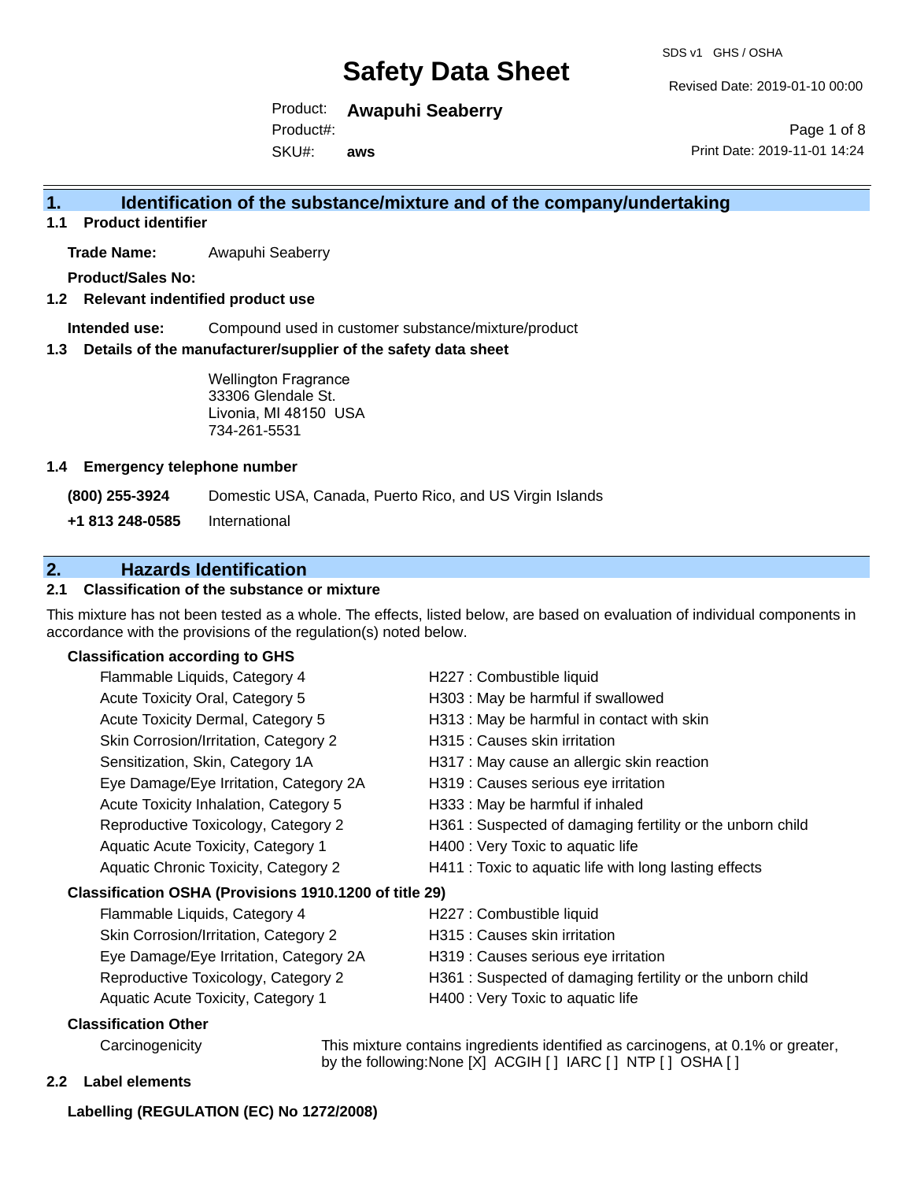# Safety Data Sheet

Product: **Awapuhi Seaberry**

Product#:

SKU#: **aws**

SDS v1 GHS / OSHA

Revised Date: 2019-01-10 00:00

Print Date: 2019-11-01 14:24

## 1. Identification of the substance/mixture and of the company/undertaking

### 1.1 Product identifier

**Trade Name:** Awapuhi Seaberry

**Product/Sales No:**

### 1.2 Relevant identified product use

**Intended use:** Compound used in customer substance/mixture/product

### 1.3 Details of the manufacturer/supplier of the safety data sheet

Wellington Fragrance
33306 Glendale St.
Livonia, MI 48150 USA
734-261-5531

### 1.4 Emergency telephone number

**(800) 255-3924** Domestic USA, Canada, Puerto Rico, and US Virgin Islands

**+1 813 248-0585** International

## 2. Hazards Identification

### 2.1 Classification of the substance or mixture

This mixture has not been tested as a whole. The effects, listed below, are based on evaluation of individual components in accordance with the provisions of the regulation(s) noted below.

**Classification according to GHS**

| | |
|---|---|
| Flammable Liquids, Category 4 | H227 : Combustible liquid |
| Acute Toxicity Oral, Category 5 | H303 : May be harmful if swallowed |
| Acute Toxicity Dermal, Category 5 | H313 : May be harmful in contact with skin |
| Skin Corrosion/Irritation, Category 2 | H315 : Causes skin irritation |
| Sensitization, Skin, Category 1A | H317 : May cause an allergic skin reaction |
| Eye Damage/Eye Irritation, Category 2A | H319 : Causes serious eye irritation |
| Acute Toxicity Inhalation, Category 5 | H333 : May be harmful if inhaled |
| Reproductive Toxicology, Category 2 | H361 : Suspected of damaging fertility or the unborn child |
| Aquatic Acute Toxicity, Category 1 | H400 : Very Toxic to aquatic life |
| Aquatic Chronic Toxicity, Category 2 | H411 : Toxic to aquatic life with long lasting effects |

**Classification OSHA (Provisions 1910.1200 of title 29)**

| | |
|---|---|
| Flammable Liquids, Category 4 | H227 : Combustible liquid |
| Skin Corrosion/Irritation, Category 2 | H315 : Causes skin irritation |
| Eye Damage/Eye Irritation, Category 2A | H319 : Causes serious eye irritation |
| Reproductive Toxicology, Category 2 | H361 : Suspected of damaging fertility or the unborn child |
| Aquatic Acute Toxicity, Category 1 | H400 : Very Toxic to aquatic life |

**Classification Other**

Carcinogenicity — This mixture contains ingredients identified as carcinogens, at 0.1% or greater, by the following:None [X] ACGIH [ ] IARC [ ] NTP [ ] OSHA [ ]

### 2.2 Label elements

**Labelling (REGULATION (EC) No 1272/2008)**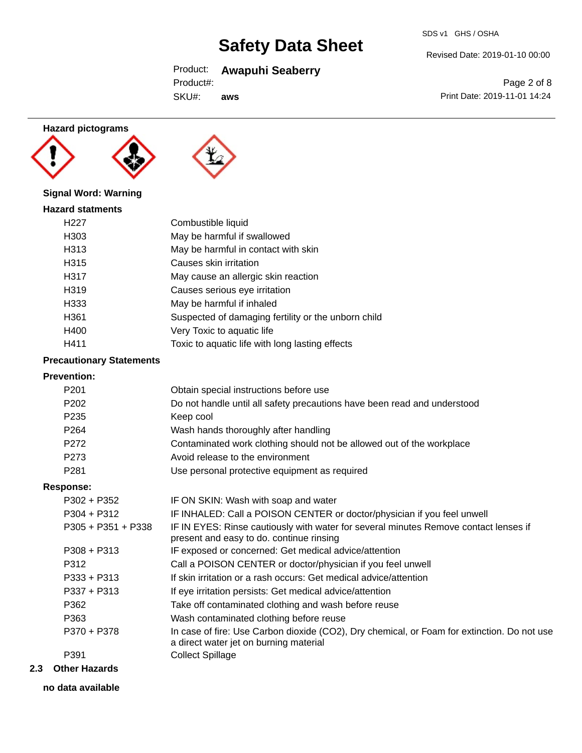### Hazard pictograms

**Signal Word: Warning**

### Hazard statments

| | |
|---|---|
| H227 | Combustible liquid |
| H303 | May be harmful if swallowed |
| H313 | May be harmful in contact with skin |
| H315 | Causes skin irritation |
| H317 | May cause an allergic skin reaction |
| H319 | Causes serious eye irritation |
| H333 | May be harmful if inhaled |
| H361 | Suspected of damaging fertility or the unborn child |
| H400 | Very Toxic to aquatic life |
| H411 | Toxic to aquatic life with long lasting effects |

### Precautionary Statements

**Prevention:**

| | |
|---|---|
| P201 | Obtain special instructions before use |
| P202 | Do not handle until all safety precautions have been read and understood |
| P235 | Keep cool |
| P264 | Wash hands thoroughly after handling |
| P272 | Contaminated work clothing should not be allowed out of the workplace |
| P273 | Avoid release to the environment |
| P281 | Use personal protective equipment as required |

**Response:**

| | |
|---|---|
| P302 + P352 | IF ON SKIN: Wash with soap and water |
| P304 + P312 | IF INHALED: Call a POISON CENTER or doctor/physician if you feel unwell |
| P305 + P351 + P338 | IF IN EYES: Rinse cautiously with water for several minutes Remove contact lenses if present and easy to do. continue rinsing |
| P308 + P313 | IF exposed or concerned: Get medical advice/attention |
| P312 | Call a POISON CENTER or doctor/physician if you feel unwell |
| P333 + P313 | If skin irritation or a rash occurs: Get medical advice/attention |
| P337 + P313 | If eye irritation persists: Get medical advice/attention |
| P362 | Take off contaminated clothing and wash before reuse |
| P363 | Wash contaminated clothing before reuse |
| P370 + P378 | In case of fire: Use Carbon dioxide ($CO_2$), Dry chemical, or Foam for extinction. Do not use a direct water jet on burning material |
| P391 | Collect Spillage |

## 2.3 Other Hazards

**no data available**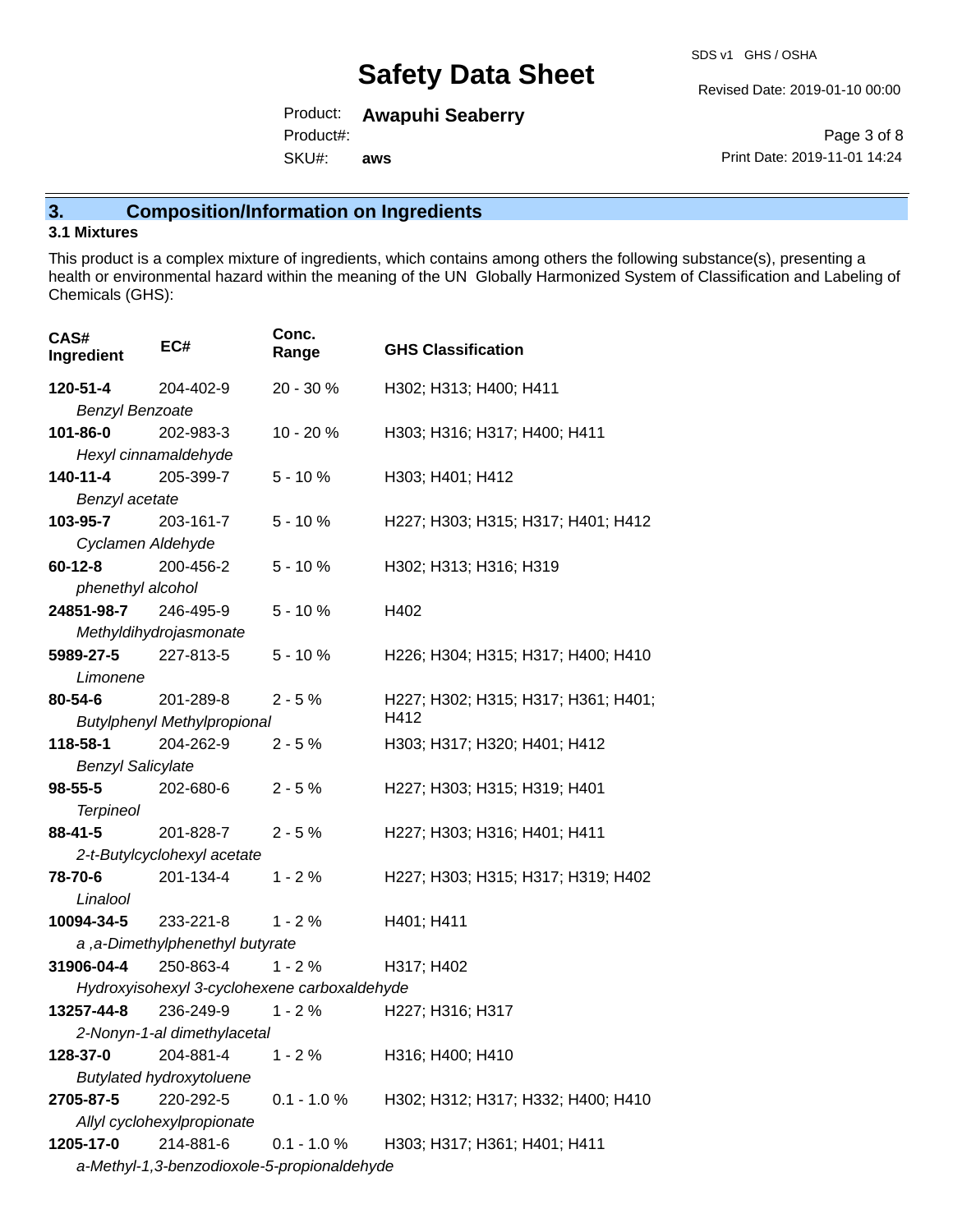## 3. Composition/Information on Ingredients

### 3.1 Mixtures

This product is a complex mixture of ingredients, which contains among others the following substance(s), presenting a health or environmental hazard within the meaning of the UN Globally Harmonized System of Classification and Labeling of Chemicals (GHS):

| CAS# Ingredient | EC# | Conc. Range | GHS Classification |
|---|---|---|---|
| **120-51-4** *Benzyl Benzoate* | 204-402-9 | 20 - 30 % | H302; H313; H400; H411 |
| **101-86-0** *Hexyl cinnamaldehyde* | 202-983-3 | 10 - 20 % | H303; H316; H317; H400; H411 |
| **140-11-4** *Benzyl acetate* | 205-399-7 | 5 - 10 % | H303; H401; H412 |
| **103-95-7** *Cyclamen Aldehyde* | 203-161-7 | 5 - 10 % | H227; H303; H315; H317; H401; H412 |
| **60-12-8** *phenethyl alcohol* | 200-456-2 | 5 - 10 % | H302; H313; H316; H319 |
| **24851-98-7** *Methyldihydrojasmonate* | 246-495-9 | 5 - 10 % | H402 |
| **5989-27-5** *Limonene* | 227-813-5 | 5 - 10 % | H226; H304; H315; H317; H400; H410 |
| **80-54-6** *Butylphenyl Methylpropional* | 201-289-8 | 2 - 5 % | H227; H302; H315; H317; H361; H401; H412 |
| **118-58-1** *Benzyl Salicylate* | 204-262-9 | 2 - 5 % | H303; H317; H320; H401; H412 |
| **98-55-5** *Terpineol* | 202-680-6 | 2 - 5 % | H227; H303; H315; H319; H401 |
| **88-41-5** *2-t-Butylcyclohexyl acetate* | 201-828-7 | 2 - 5 % | H227; H303; H316; H401; H411 |
| **78-70-6** *Linalool* | 201-134-4 | 1 - 2 % | H227; H303; H315; H317; H319; H402 |
| **10094-34-5** *a ,a-Dimethylphenethyl butyrate* | 233-221-8 | 1 - 2 % | H401; H411 |
| **31906-04-4** *Hydroxyisohexyl 3-cyclohexene carboxaldehyde* | 250-863-4 | 1 - 2 % | H317; H402 |
| **13257-44-8** *2-Nonyn-1-al dimethylacetal* | 236-249-9 | 1 - 2 % | H227; H316; H317 |
| **128-37-0** *Butylated hydroxytoluene* | 204-881-4 | 1 - 2 % | H316; H400; H410 |
| **2705-87-5** *Allyl cyclohexylpropionate* | 220-292-5 | 0.1 - 1.0 % | H302; H312; H317; H332; H400; H410 |
| **1205-17-0** *a-Methyl-1,3-benzodioxole-5-propionaldehyde* | 214-881-6 | 0.1 - 1.0 % | H303; H317; H361; H401; H411 |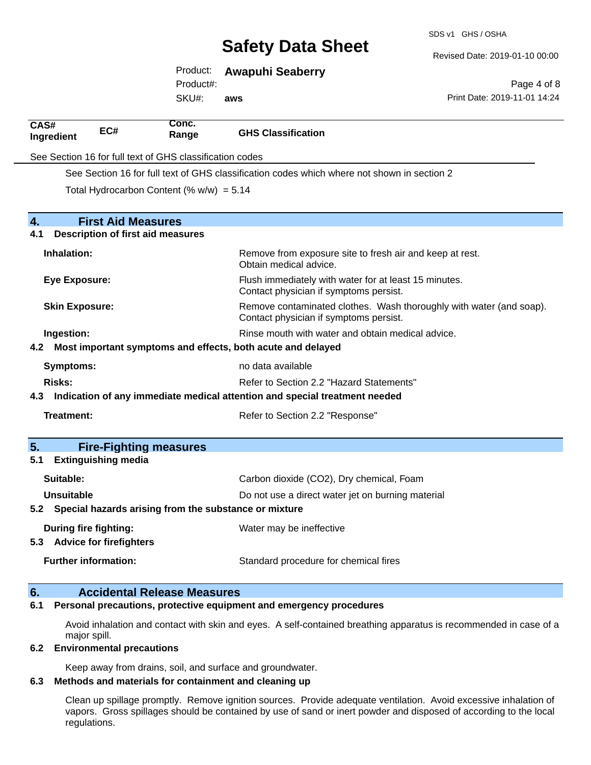| CAS# Ingredient | EC# | Conc. Range | GHS Classification |
|---|---|---|---|

See Section 16 for full text of GHS classification codes

See Section 16 for full text of GHS classification codes which where not shown in section 2

Total Hydrocarbon Content (% w/w) = 5.14

## 4. First Aid Measures

### 4.1 Description of first aid measures

| | |
|---|---|
| **Inhalation:** | Remove from exposure site to fresh air and keep at rest. Obtain medical advice. |
| **Eye Exposure:** | Flush immediately with water for at least 15 minutes. Contact physician if symptoms persist. |
| **Skin Exposure:** | Remove contaminated clothes. Wash thoroughly with water (and soap). Contact physician if symptoms persist. |
| **Ingestion:** | Rinse mouth with water and obtain medical advice. |

### 4.2 Most important symptoms and effects, both acute and delayed

| | |
|---|---|
| **Symptoms:** | no data available |
| **Risks:** | Refer to Section 2.2 "Hazard Statements" |

### 4.3 Indication of any immediate medical attention and special treatment needed

| | |
|---|---|
| **Treatment:** | Refer to Section 2.2 "Response" |

## 5. Fire-Fighting measures

### 5.1 Extinguishing media

| | |
|---|---|
| **Suitable:** | Carbon dioxide ($CO_2$), Dry chemical, Foam |
| **Unsuitable** | Do not use a direct water jet on burning material |

### 5.2 Special hazards arising from the substance or mixture

| | |
|---|---|
| **During fire fighting:** | Water may be ineffective |

### 5.3 Advice for firefighters

| | |
|---|---|
| **Further information:** | Standard procedure for chemical fires |

## 6. Accidental Release Measures

### 6.1 Personal precautions, protective equipment and emergency procedures

Avoid inhalation and contact with skin and eyes. A self-contained breathing apparatus is recommended in case of a major spill.

### 6.2 Environmental precautions

Keep away from drains, soil, and surface and groundwater.

### 6.3 Methods and materials for containment and cleaning up

Clean up spillage promptly. Remove ignition sources. Provide adequate ventilation. Avoid excessive inhalation of vapors. Gross spillages should be contained by use of sand or inert powder and disposed of according to the local regulations.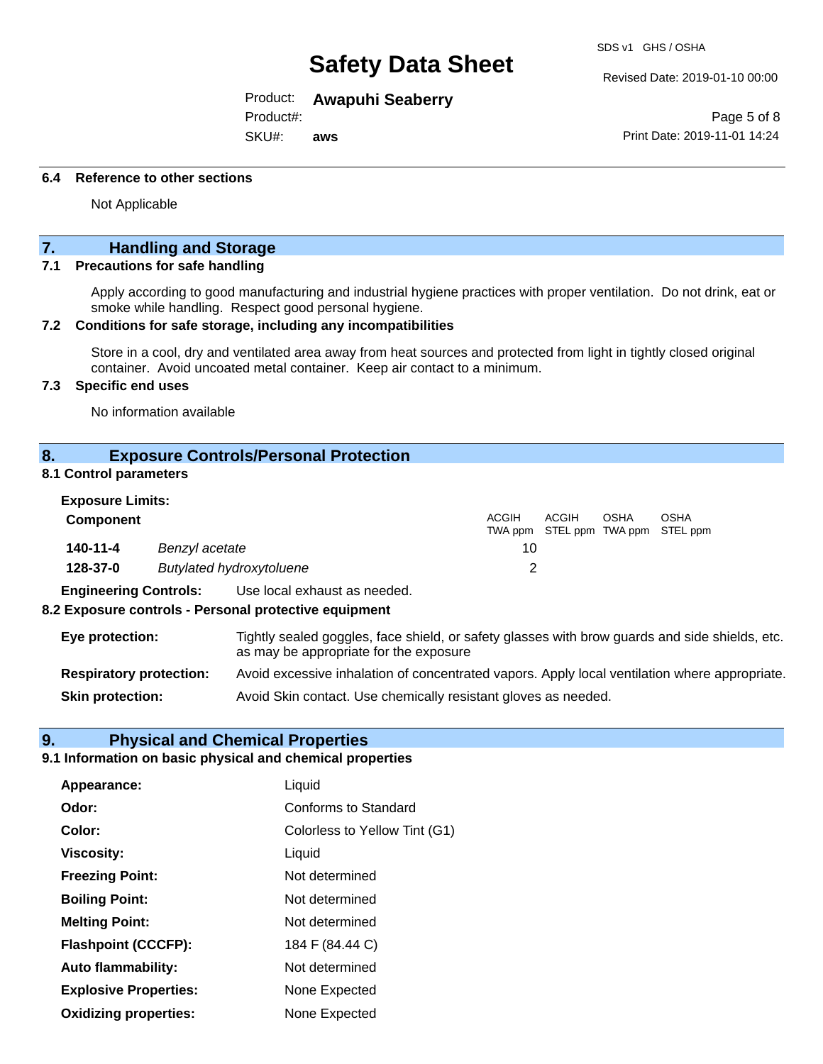### 6.4 Reference to other sections

Not Applicable

## 7. Handling and Storage

### 7.1 Precautions for safe handling

Apply according to good manufacturing and industrial hygiene practices with proper ventilation. Do not drink, eat or smoke while handling. Respect good personal hygiene.

### 7.2 Conditions for safe storage, including any incompatibilities

Store in a cool, dry and ventilated area away from heat sources and protected from light in tightly closed original container. Avoid uncoated metal container. Keep air contact to a minimum.

### 7.3 Specific end uses

No information available

## 8. Exposure Controls/Personal Protection

### 8.1 Control parameters

**Exposure Limits:**

| Component | | ACGIH TWA ppm | ACGIH STEL ppm | OSHA TWA ppm | OSHA STEL ppm |
|---|---|---|---|---|---|
| **140-11-4** | *Benzyl acetate* | 10 | | | |
| **128-37-0** | *Butylated hydroxytoluene* | 2 | | | |

**Engineering Controls:** Use local exhaust as needed.

### 8.2 Exposure controls - Personal protective equipment

**Eye protection:** Tightly sealed goggles, face shield, or safety glasses with brow guards and side shields, etc. as may be appropriate for the exposure

**Respiratory protection:** Avoid excessive inhalation of concentrated vapors. Apply local ventilation where appropriate.

**Skin protection:** Avoid Skin contact. Use chemically resistant gloves as needed.

## 9. Physical and Chemical Properties

### 9.1 Information on basic physical and chemical properties

| | |
|---|---|
| **Appearance:** | Liquid |
| **Odor:** | Conforms to Standard |
| **Color:** | Colorless to Yellow Tint (G1) |
| **Viscosity:** | Liquid |
| **Freezing Point:** | Not determined |
| **Boiling Point:** | Not determined |
| **Melting Point:** | Not determined |
| **Flashpoint (CCCFP):** | 184 F (84.44 C) |
| **Auto flammability:** | Not determined |
| **Explosive Properties:** | None Expected |
| **Oxidizing properties:** | None Expected |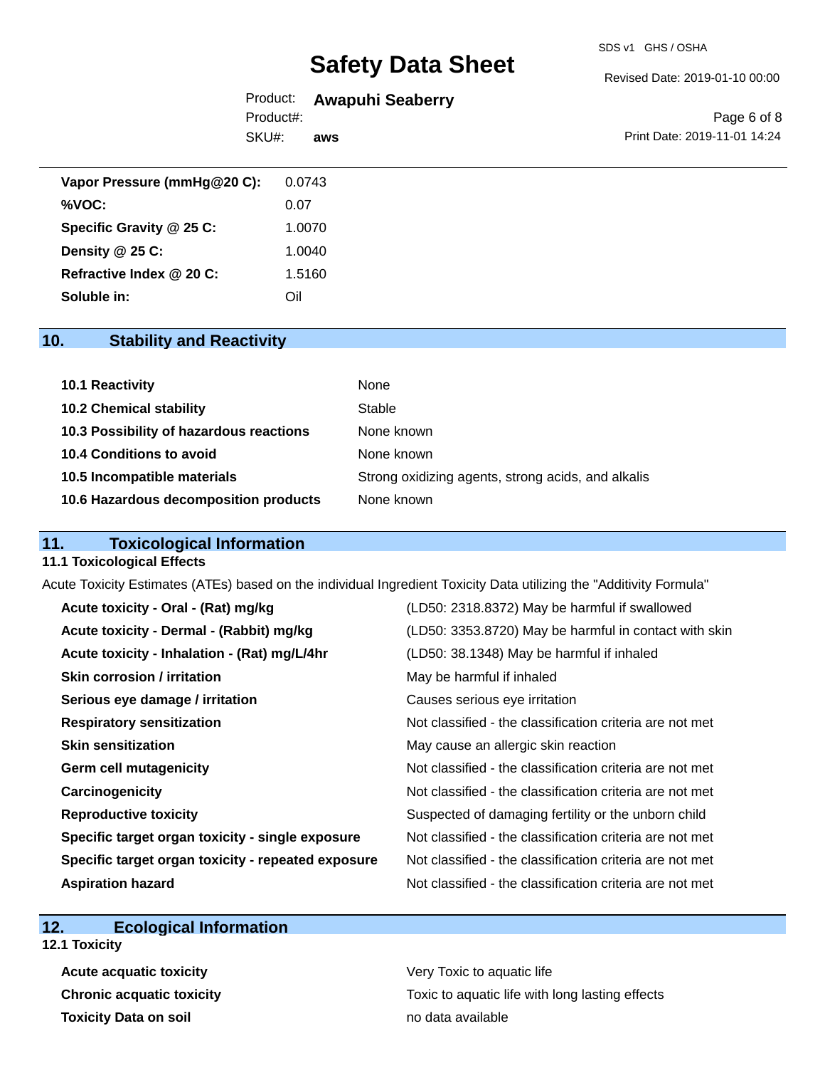| | |
|---|---|
| **Vapor Pressure (mmHg@20 C):** | 0.0743 |
| **%VOC:** | 0.07 |
| **Specific Gravity @ 25 C:** | 1.0070 |
| **Density @ 25 C:** | 1.0040 |
| **Refractive Index @ 20 C:** | 1.5160 |
| **Soluble in:** | Oil |

## 10. Stability and Reactivity

| | |
|---|---|
| **10.1 Reactivity** | None |
| **10.2 Chemical stability** | Stable |
| **10.3 Possibility of hazardous reactions** | None known |
| **10.4 Conditions to avoid** | None known |
| **10.5 Incompatible materials** | Strong oxidizing agents, strong acids, and alkalis |
| **10.6 Hazardous decomposition products** | None known |

## 11. Toxicological Information

### 11.1 Toxicological Effects

Acute Toxicity Estimates (ATEs) based on the individual Ingredient Toxicity Data utilizing the "Additivity Formula"

| | |
|---|---|
| **Acute toxicity - Oral - (Rat) mg/kg** | (LD50: 2318.8372) May be harmful if swallowed |
| **Acute toxicity - Dermal - (Rabbit) mg/kg** | (LD50: 3353.8720) May be harmful in contact with skin |
| **Acute toxicity - Inhalation - (Rat) mg/L/4hr** | (LD50: 38.1348) May be harmful if inhaled |
| **Skin corrosion / irritation** | May be harmful if inhaled |
| **Serious eye damage / irritation** | Causes serious eye irritation |
| **Respiratory sensitization** | Not classified - the classification criteria are not met |
| **Skin sensitization** | May cause an allergic skin reaction |
| **Germ cell mutagenicity** | Not classified - the classification criteria are not met |
| **Carcinogenicity** | Not classified - the classification criteria are not met |
| **Reproductive toxicity** | Suspected of damaging fertility or the unborn child |
| **Specific target organ toxicity - single exposure** | Not classified - the classification criteria are not met |
| **Specific target organ toxicity - repeated exposure** | Not classified - the classification criteria are not met |
| **Aspiration hazard** | Not classified - the classification criteria are not met |

## 12. Ecological Information

### 12.1 Toxicity

| | |
|---|---|
| **Acute acquatic toxicity** | Very Toxic to aquatic life |
| **Chronic acquatic toxicity** | Toxic to aquatic life with long lasting effects |
| **Toxicity Data on soil** | no data available |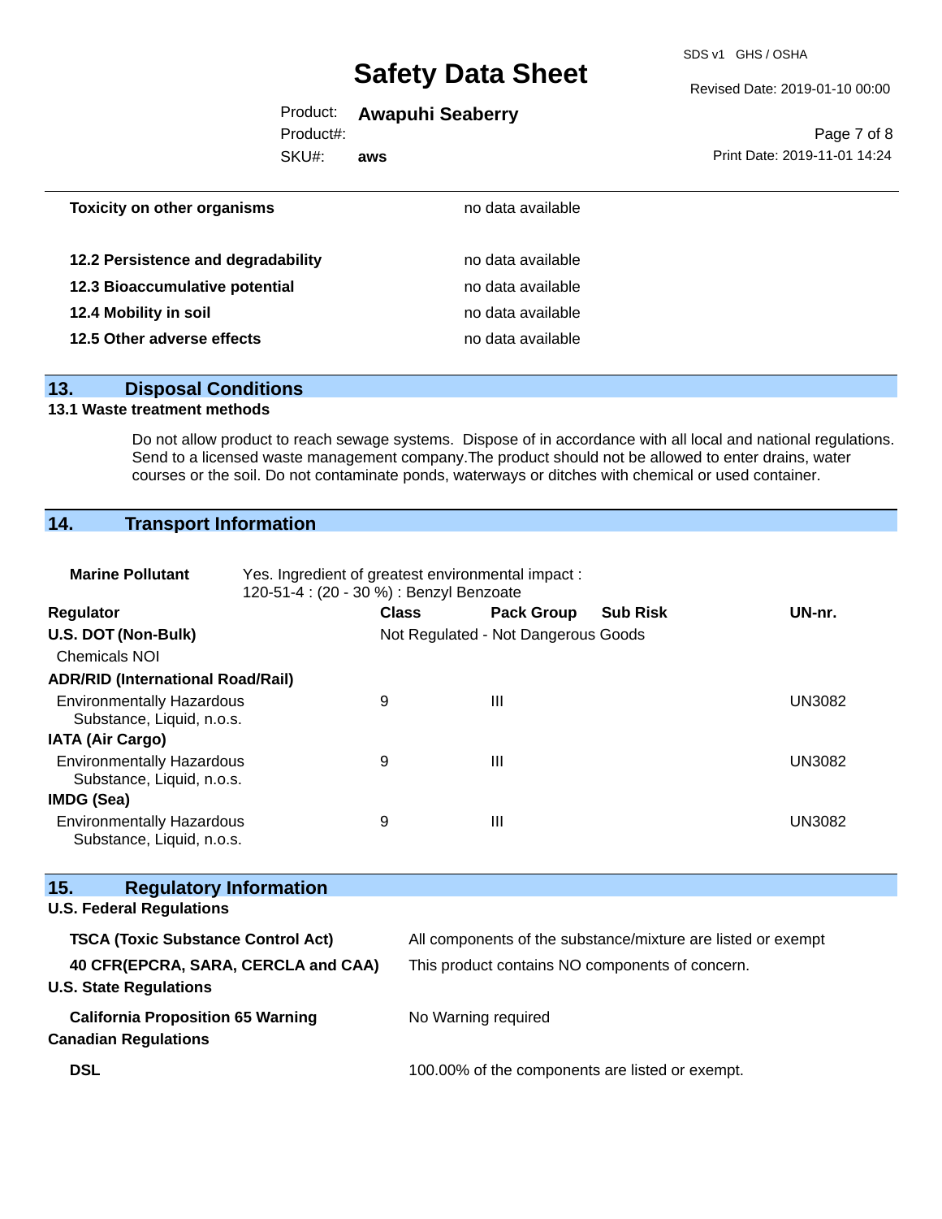| | |
|---|---|
| **Toxicity on other organisms** | no data available |
| **12.2 Persistence and degradability** | no data available |
| **12.3 Bioaccumulative potential** | no data available |
| **12.4 Mobility in soil** | no data available |
| **12.5 Other adverse effects** | no data available |

## 13. Disposal Conditions

**13.1 Waste treatment methods**

Do not allow product to reach sewage systems. Dispose of in accordance with all local and national regulations. Send to a licensed waste management company.The product should not be allowed to enter drains, water courses or the soil. Do not contaminate ponds, waterways or ditches with chemical or used container.

## 14. Transport Information

**Marine Pollutant** Yes. Ingredient of greatest environmental impact : 120-51-4 : (20 - 30 %) : Benzyl Benzoate

| Regulator | Class | Pack Group | Sub Risk | UN-nr. |
|---|---|---|---|---|
| **U.S. DOT (Non-Bulk)** | Not Regulated - Not Dangerous Goods | | | |
| Chemicals NOI | | | | |
| **ADR/RID (International Road/Rail)** | | | | |
| Environmentally Hazardous Substance, Liquid, n.o.s. | 9 | III | | UN3082 |
| **IATA (Air Cargo)** | | | | |
| Environmentally Hazardous Substance, Liquid, n.o.s. | 9 | III | | UN3082 |
| **IMDG (Sea)** | | | | |
| Environmentally Hazardous Substance, Liquid, n.o.s. | 9 | III | | UN3082 |

## 15. Regulatory Information

**U.S. Federal Regulations**

| | |
|---|---|
| **TSCA (Toxic Substance Control Act)** | All components of the substance/mixture are listed or exempt |
| **40 CFR(EPCRA, SARA, CERCLA and CAA)** | This product contains NO components of concern. |

**U.S. State Regulations**

| | |
|---|---|
| **California Proposition 65 Warning** | No Warning required |

**Canadian Regulations**

| | |
|---|---|
| **DSL** | 100.00% of the components are listed or exempt. |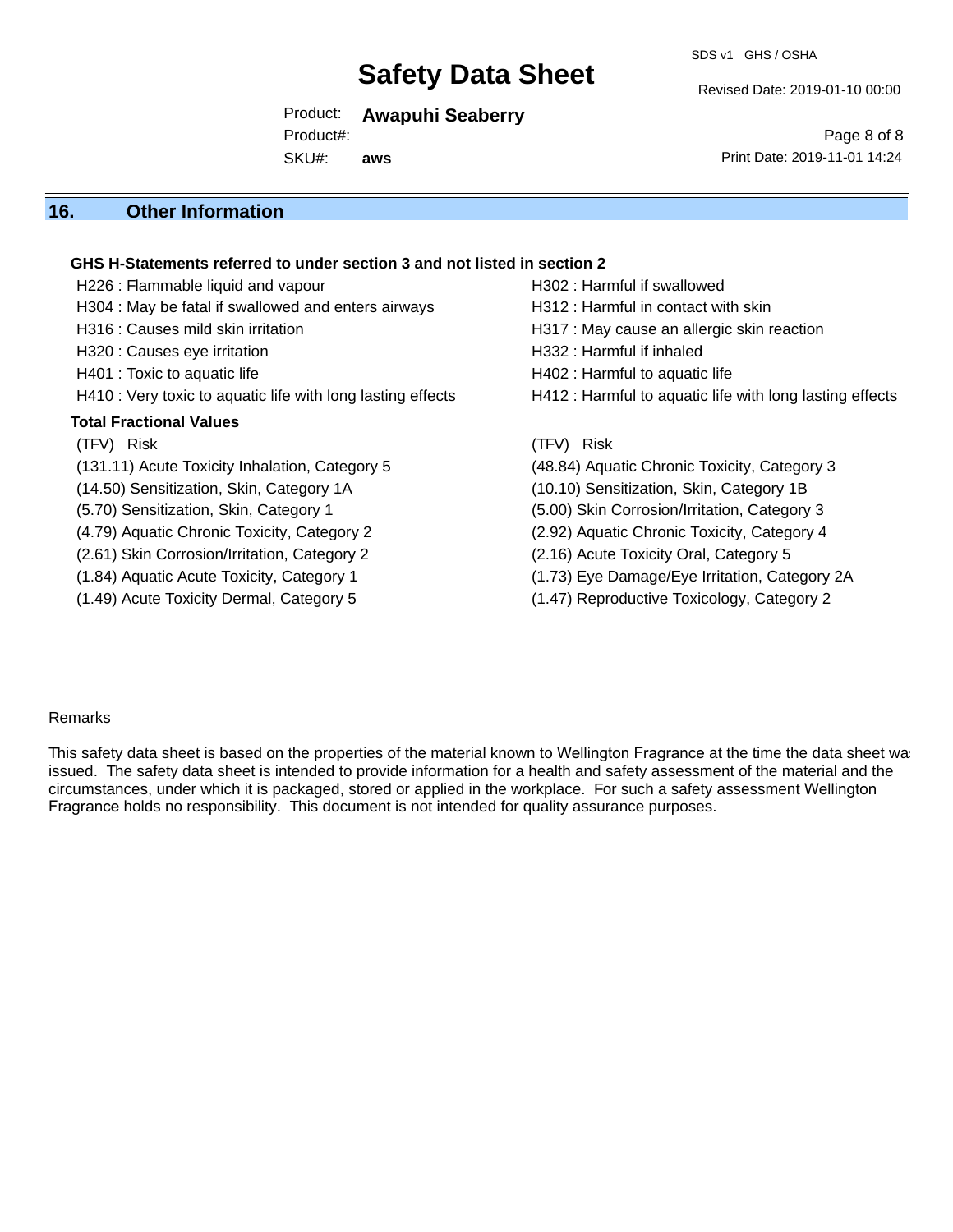## 16. Other Information

**GHS H-Statements referred to under section 3 and not listed in section 2**

H226 : Flammable liquid and vapour
H302 : Harmful if swallowed
H304 : May be fatal if swallowed and enters airways
H312 : Harmful in contact with skin
H316 : Causes mild skin irritation
H317 : May cause an allergic skin reaction
H320 : Causes eye irritation
H332 : Harmful if inhaled
H401 : Toxic to aquatic life
H402 : Harmful to aquatic life
H410 : Very toxic to aquatic life with long lasting effects
H412 : Harmful to aquatic life with long lasting effects

**Total Fractional Values**

| (TFV) Risk | (TFV) Risk |
|---|---|
| (131.11) Acute Toxicity Inhalation, Category 5 | (48.84) Aquatic Chronic Toxicity, Category 3 |
| (14.50) Sensitization, Skin, Category 1A | (10.10) Sensitization, Skin, Category 1B |
| (5.70) Sensitization, Skin, Category 1 | (5.00) Skin Corrosion/Irritation, Category 3 |
| (4.79) Aquatic Chronic Toxicity, Category 2 | (2.92) Aquatic Chronic Toxicity, Category 4 |
| (2.61) Skin Corrosion/Irritation, Category 2 | (2.16) Acute Toxicity Oral, Category 5 |
| (1.84) Aquatic Acute Toxicity, Category 1 | (1.73) Eye Damage/Eye Irritation, Category 2A |
| (1.49) Acute Toxicity Dermal, Category 5 | (1.47) Reproductive Toxicology, Category 2 |

Remarks

This safety data sheet is based on the properties of the material known to Wellington Fragrance at the time the data sheet was issued. The safety data sheet is intended to provide information for a health and safety assessment of the material and the circumstances, under which it is packaged, stored or applied in the workplace. For such a safety assessment Wellington Fragrance holds no responsibility. This document is not intended for quality assurance purposes.